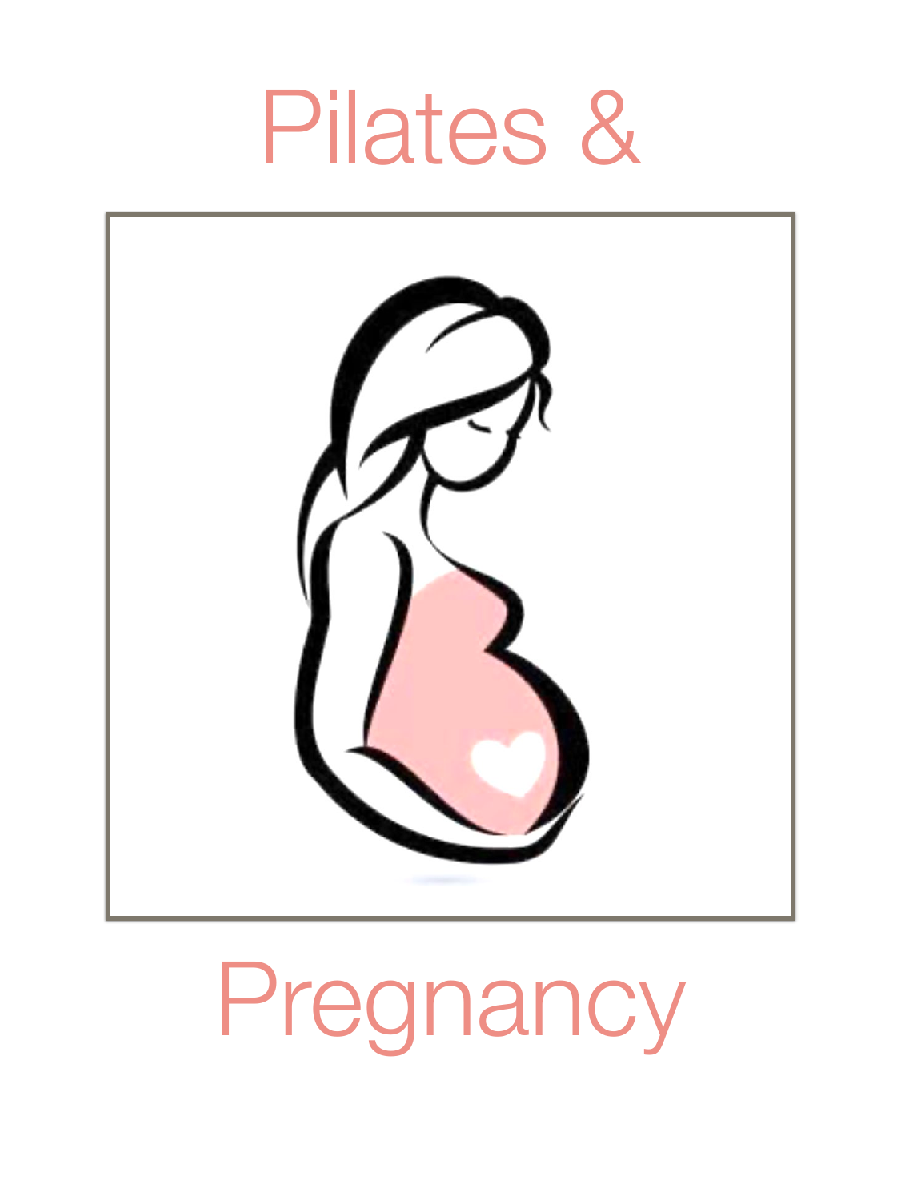# Pilates &

# Pregnancy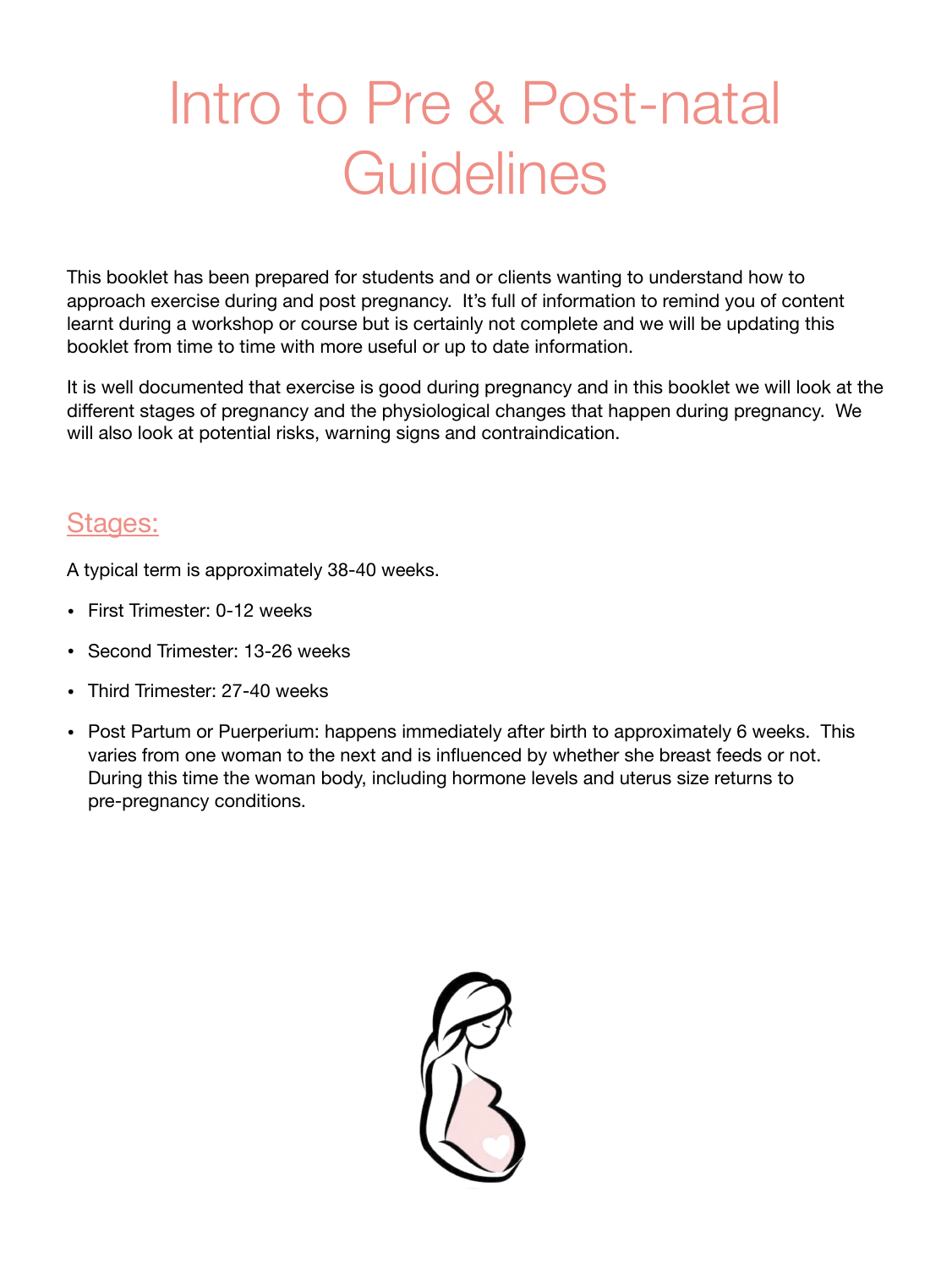# Intro to Pre & Post-natal Guidelines

This booklet has been prepared for students and or clients wanting to understand how to approach exercise during and post pregnancy. It's full of information to remind you of content learnt during a workshop or course but is certainly not complete and we will be updating this booklet from time to time with more useful or up to date information.

It is well documented that exercise is good during pregnancy and in this booklet we will look at the different stages of pregnancy and the physiological changes that happen during pregnancy. We will also look at potential risks, warning signs and contraindication.

## Stages:

A typical term is approximately 38-40 weeks.

- First Trimester: 0-12 weeks
- Second Trimester: 13-26 weeks
- Third Trimester: 27-40 weeks
- Post Partum or Puerperium: happens immediately after birth to approximately 6 weeks. This varies from one woman to the next and is influenced by whether she breast feeds or not. During this time the woman body, including hormone levels and uterus size returns to pre-pregnancy conditions.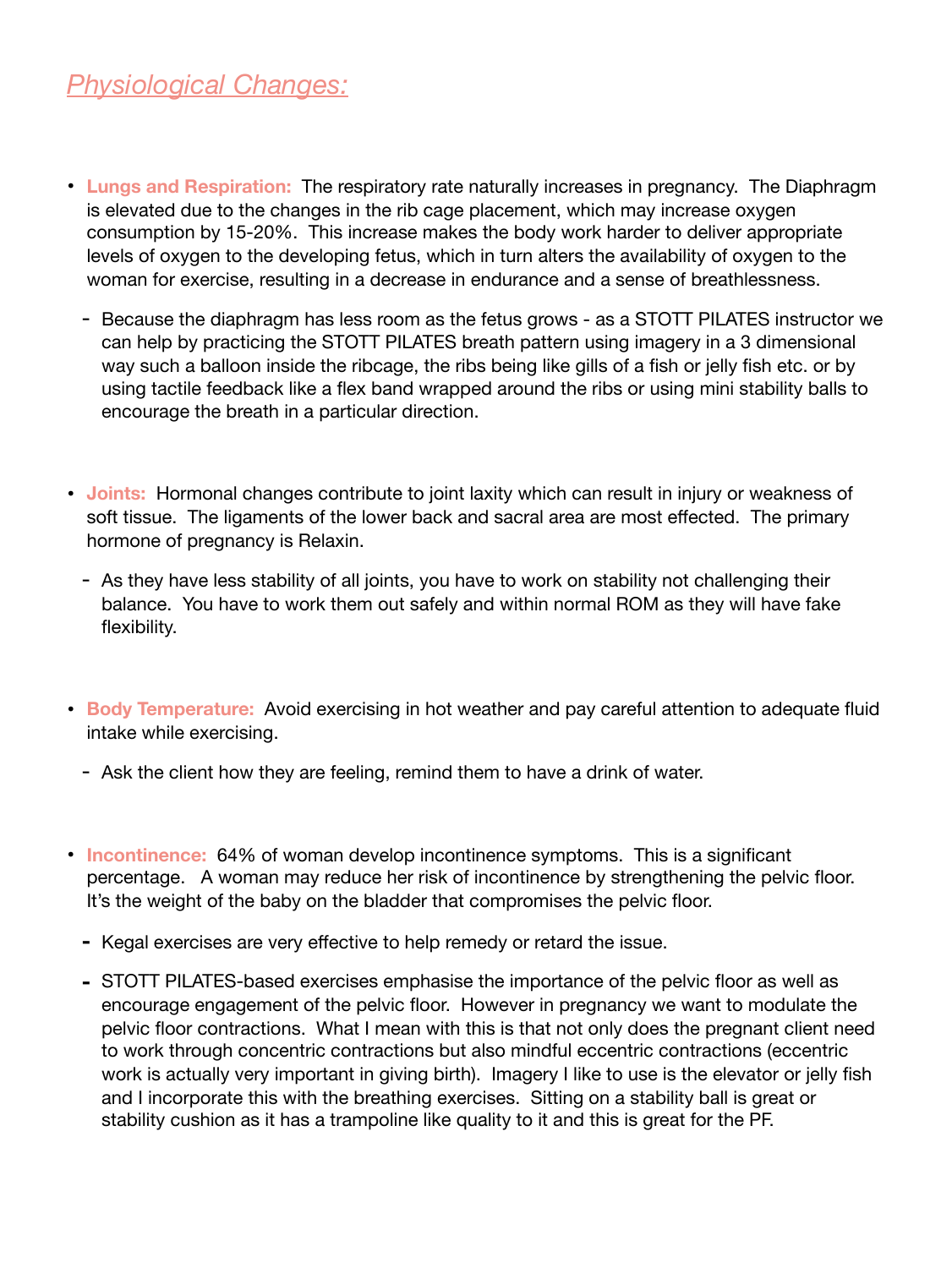## *Physiological Changes:*

- **Lungs and Respiration:** The respiratory rate naturally increases in pregnancy. The Diaphragm is elevated due to the changes in the rib cage placement, which may increase oxygen consumption by 15-20%. This increase makes the body work harder to deliver appropriate levels of oxygen to the developing fetus, which in turn alters the availability of oxygen to the woman for exercise, resulting in a decrease in endurance and a sense of breathlessness.
  - Because the diaphragm has less room as the fetus grows - as a STOTT PILATES instructor we can help by practicing the STOTT PILATES breath pattern using imagery in a 3 dimensional way such a balloon inside the ribcage, the ribs being like gills of a fish or jelly fish etc. or by using tactile feedback like a flex band wrapped around the ribs or using mini stability balls to encourage the breath in a particular direction.

- **Joints:** Hormonal changes contribute to joint laxity which can result in injury or weakness of soft tissue. The ligaments of the lower back and sacral area are most effected. The primary hormone of pregnancy is Relaxin.
  - As they have less stability of all joints, you have to work on stability not challenging their balance. You have to work them out safely and within normal ROM as they will have fake flexibility.

- **Body Temperature:** Avoid exercising in hot weather and pay careful attention to adequate fluid intake while exercising.
  - Ask the client how they are feeling, remind them to have a drink of water.

- **Incontinence:** 64% of woman develop incontinence symptoms. This is a significant percentage. A woman may reduce her risk of incontinence by strengthening the pelvic floor. It's the weight of the baby on the bladder that compromises the pelvic floor.
  - Kegal exercises are very effective to help remedy or retard the issue.
  - STOTT PILATES-based exercises emphasise the importance of the pelvic floor as well as encourage engagement of the pelvic floor. However in pregnancy we want to modulate the pelvic floor contractions. What I mean with this is that not only does the pregnant client need to work through concentric contractions but also mindful eccentric contractions (eccentric work is actually very important in giving birth). Imagery I like to use is the elevator or jelly fish and I incorporate this with the breathing exercises. Sitting on a stability ball is great or stability cushion as it has a trampoline like quality to it and this is great for the PF.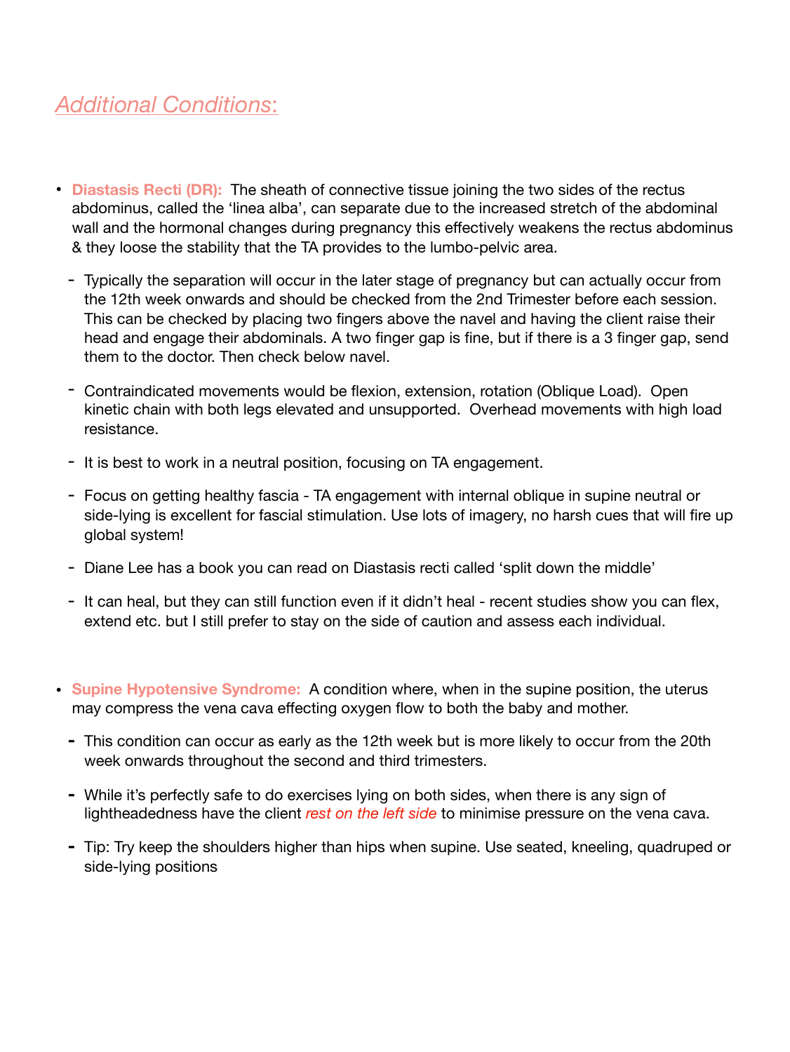## *Additional Conditions*:

- **Diastasis Recti (DR):** The sheath of connective tissue joining the two sides of the rectus abdominus, called the 'linea alba', can separate due to the increased stretch of the abdominal wall and the hormonal changes during pregnancy this effectively weakens the rectus abdominus & they loose the stability that the TA provides to the lumbo-pelvic area.
  - Typically the separation will occur in the later stage of pregnancy but can actually occur from the 12th week onwards and should be checked from the 2nd Trimester before each session. This can be checked by placing two fingers above the navel and having the client raise their head and engage their abdominals. A two finger gap is fine, but if there is a 3 finger gap, send them to the doctor. Then check below navel.
  - Contraindicated movements would be flexion, extension, rotation (Oblique Load). Open kinetic chain with both legs elevated and unsupported. Overhead movements with high load resistance.
  - It is best to work in a neutral position, focusing on TA engagement.
  - Focus on getting healthy fascia - TA engagement with internal oblique in supine neutral or side-lying is excellent for fascial stimulation. Use lots of imagery, no harsh cues that will fire up global system!
  - Diane Lee has a book you can read on Diastasis recti called 'split down the middle'
  - It can heal, but they can still function even if it didn't heal - recent studies show you can flex, extend etc. but I still prefer to stay on the side of caution and assess each individual.

- **Supine Hypotensive Syndrome:** A condition where, when in the supine position, the uterus may compress the vena cava effecting oxygen flow to both the baby and mother.
  - This condition can occur as early as the 12th week but is more likely to occur from the 20th week onwards throughout the second and third trimesters.
  - While it's perfectly safe to do exercises lying on both sides, when there is any sign of lightheadedness have the client *rest on the left side* to minimise pressure on the vena cava.
  - Tip: Try keep the shoulders higher than hips when supine. Use seated, kneeling, quadruped or side-lying positions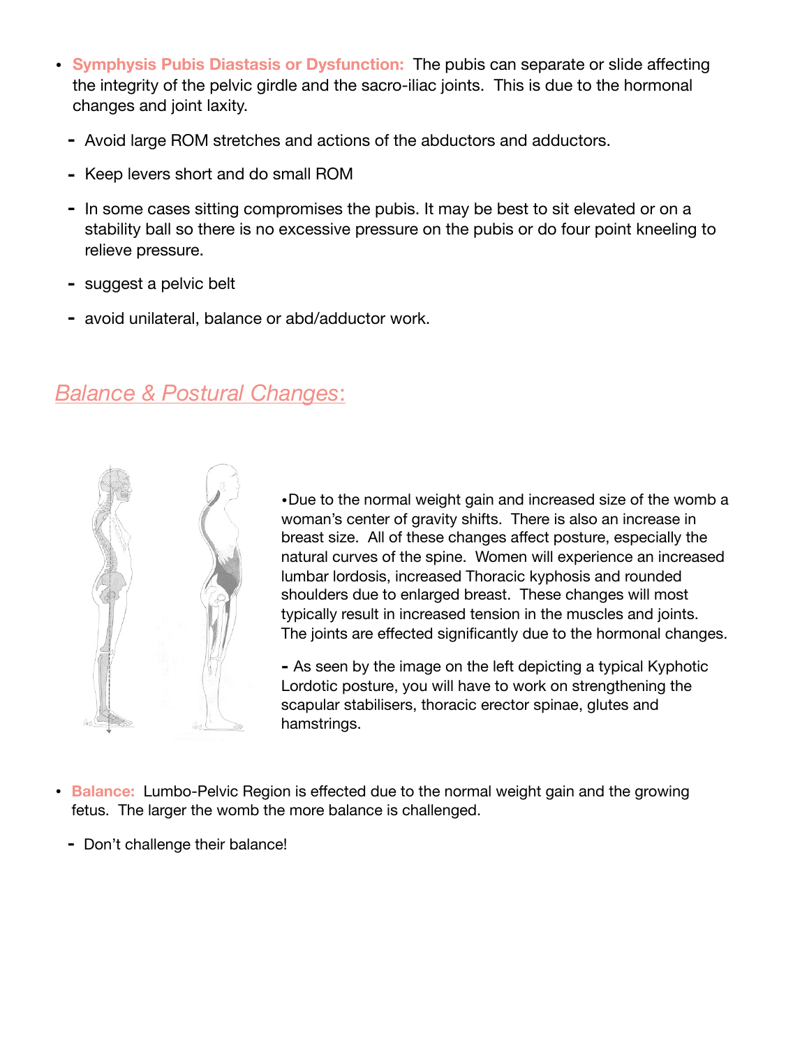- **Symphysis Pubis Diastasis or Dysfunction:** The pubis can separate or slide affecting the integrity of the pelvic girdle and the sacro-iliac joints. This is due to the hormonal changes and joint laxity.
  - Avoid large ROM stretches and actions of the abductors and adductors.
  - Keep levers short and do small ROM
  - In some cases sitting compromises the pubis. It may be best to sit elevated or on a stability ball so there is no excessive pressure on the pubis or do four point kneeling to relieve pressure.
  - suggest a pelvic belt
  - avoid unilateral, balance or abd/adductor work.

## *Balance & Postural Changes:*

•Due to the normal weight gain and increased size of the womb a woman's center of gravity shifts. There is also an increase in breast size. All of these changes affect posture, especially the natural curves of the spine. Women will experience an increased lumbar lordosis, increased Thoracic kyphosis and rounded shoulders due to enlarged breast. These changes will most typically result in increased tension in the muscles and joints. The joints are effected significantly due to the hormonal changes.

- As seen by the image on the left depicting a typical Kyphotic Lordotic posture, you will have to work on strengthening the scapular stabilisers, thoracic erector spinae, glutes and hamstrings.

- **Balance:** Lumbo-Pelvic Region is effected due to the normal weight gain and the growing fetus. The larger the womb the more balance is challenged.
  - Don't challenge their balance!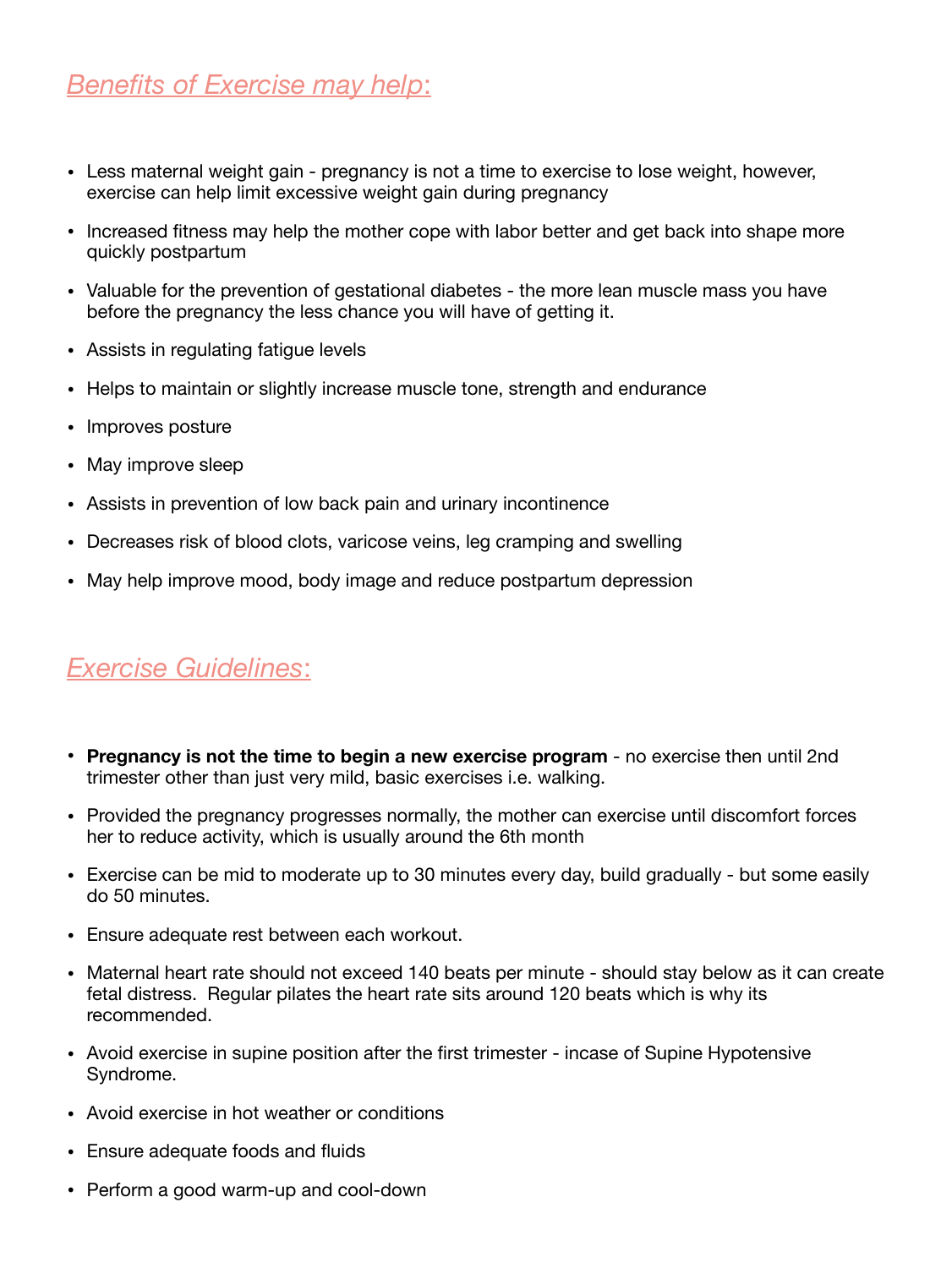## *Benefits of Exercise may help:*

- Less maternal weight gain - pregnancy is not a time to exercise to lose weight, however, exercise can help limit excessive weight gain during pregnancy
- Increased fitness may help the mother cope with labor better and get back into shape more quickly postpartum
- Valuable for the prevention of gestational diabetes - the more lean muscle mass you have before the pregnancy the less chance you will have of getting it.
- Assists in regulating fatigue levels
- Helps to maintain or slightly increase muscle tone, strength and endurance
- Improves posture
- May improve sleep
- Assists in prevention of low back pain and urinary incontinence
- Decreases risk of blood clots, varicose veins, leg cramping and swelling
- May help improve mood, body image and reduce postpartum depression

## *Exercise Guidelines:*

- **Pregnancy is not the time to begin a new exercise program** - no exercise then until 2nd trimester other than just very mild, basic exercises i.e. walking.
- Provided the pregnancy progresses normally, the mother can exercise until discomfort forces her to reduce activity, which is usually around the 6th month
- Exercise can be mid to moderate up to 30 minutes every day, build gradually - but some easily do 50 minutes.
- Ensure adequate rest between each workout.
- Maternal heart rate should not exceed 140 beats per minute - should stay below as it can create fetal distress. Regular pilates the heart rate sits around 120 beats which is why its recommended.
- Avoid exercise in supine position after the first trimester - incase of Supine Hypotensive Syndrome.
- Avoid exercise in hot weather or conditions
- Ensure adequate foods and fluids
- Perform a good warm-up and cool-down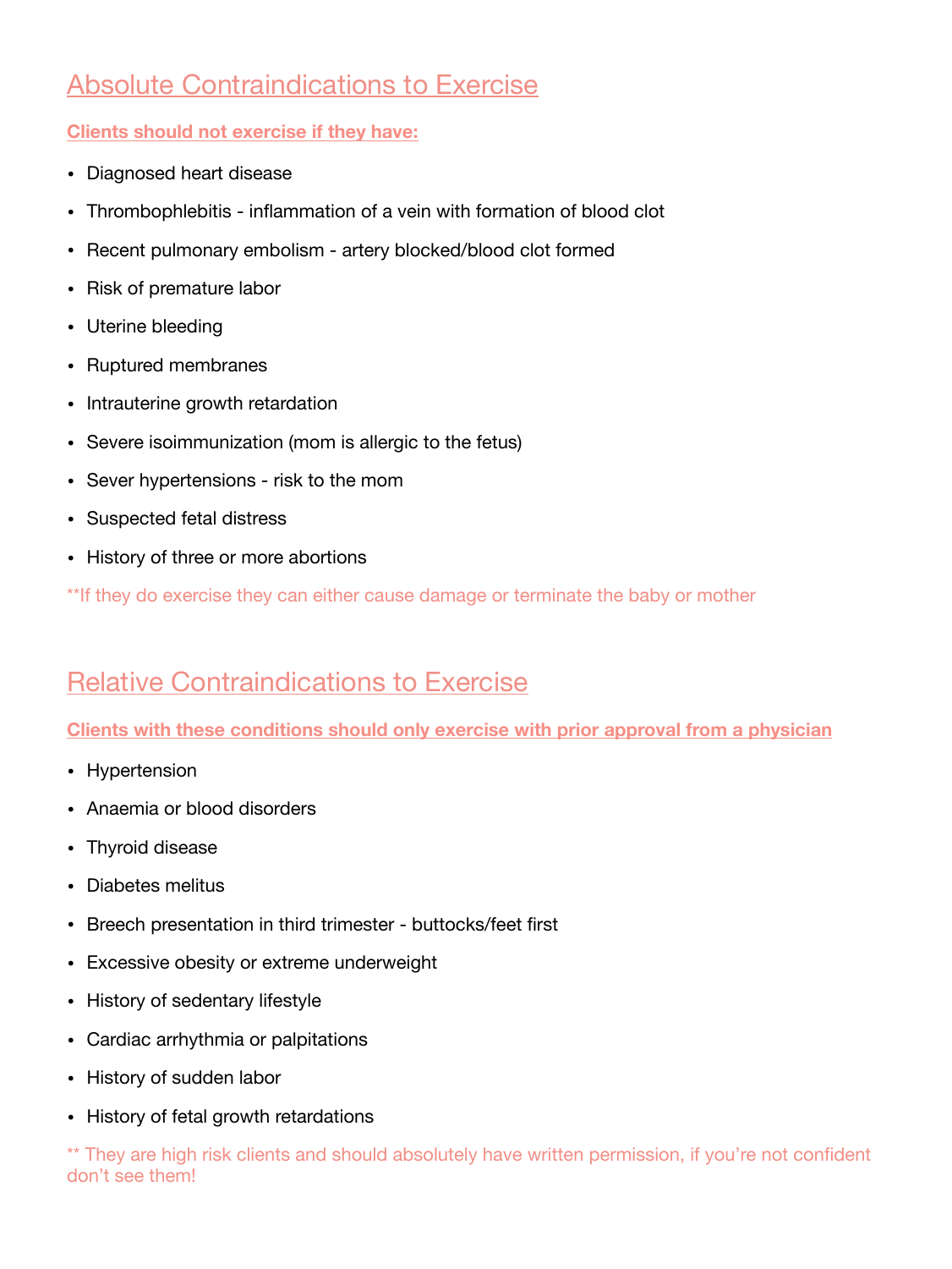## Absolute Contraindications to Exercise

**Clients should not exercise if they have:**

- Diagnosed heart disease
- Thrombophlebitis - inflammation of a vein with formation of blood clot
- Recent pulmonary embolism - artery blocked/blood clot formed
- Risk of premature labor
- Uterine bleeding
- Ruptured membranes
- Intrauterine growth retardation
- Severe isoimmunization (mom is allergic to the fetus)
- Sever hypertensions - risk to the mom
- Suspected fetal distress
- History of three or more abortions

**If they do exercise they can either cause damage or terminate the baby or mother

## Relative Contraindications to Exercise

**Clients with these conditions should only exercise with prior approval from a physician**

- Hypertension
- Anaemia or blood disorders
- Thyroid disease
- Diabetes melitus
- Breech presentation in third trimester - buttocks/feet first
- Excessive obesity or extreme underweight
- History of sedentary lifestyle
- Cardiac arrhythmia or palpitations
- History of sudden labor
- History of fetal growth retardations

** They are high risk clients and should absolutely have written permission, if you're not confident don't see them!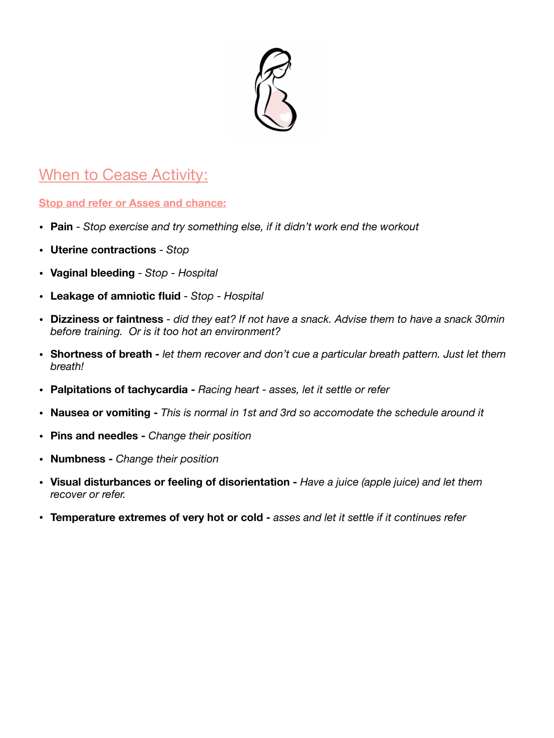## When to Cease Activity:

**Stop and refer or Asses and chance:**

- **Pain** - *Stop exercise and try something else, if it didn't work end the workout*
- **Uterine contractions** - *Stop*
- **Vaginal bleeding** - *Stop - Hospital*
- **Leakage of amniotic fluid** - *Stop - Hospital*
- **Dizziness or faintness** - *did they eat? If not have a snack. Advise them to have a snack 30min before training. Or is it too hot an environment?*
- **Shortness of breath -** *let them recover and don't cue a particular breath pattern. Just let them breath!*
- **Palpitations of tachycardia -** *Racing heart - asses, let it settle or refer*
- **Nausea or vomiting -** *This is normal in 1st and 3rd so accomodate the schedule around it*
- **Pins and needles -** *Change their position*
- **Numbness -** *Change their position*
- **Visual disturbances or feeling of disorientation -** *Have a juice (apple juice) and let them recover or refer.*
- **Temperature extremes of very hot or cold -** *asses and let it settle if it continues refer*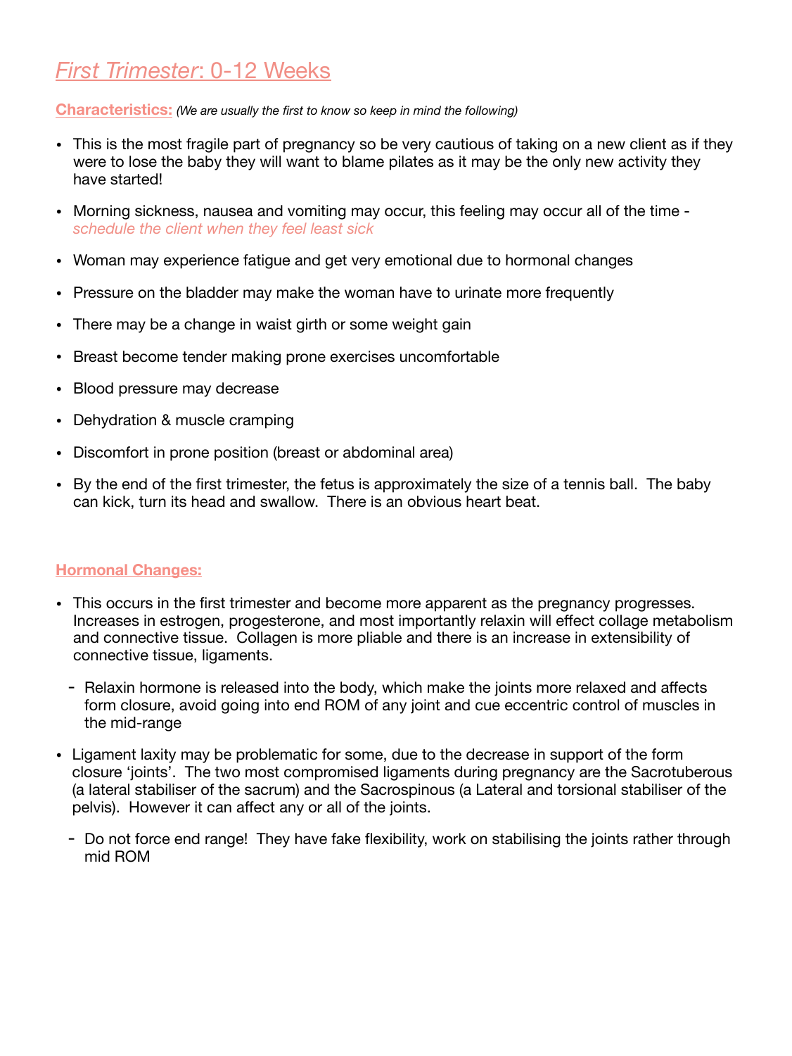# *First Trimester*: 0-12 Weeks

**Characteristics:** *(We are usually the first to know so keep in mind the following)*

- This is the most fragile part of pregnancy so be very cautious of taking on a new client as if they were to lose the baby they will want to blame pilates as it may be the only new activity they have started!
- Morning sickness, nausea and vomiting may occur, this feeling may occur all of the time - *schedule the client when they feel least sick*
- Woman may experience fatigue and get very emotional due to hormonal changes
- Pressure on the bladder may make the woman have to urinate more frequently
- There may be a change in waist girth or some weight gain
- Breast become tender making prone exercises uncomfortable
- Blood pressure may decrease
- Dehydration & muscle cramping
- Discomfort in prone position (breast or abdominal area)
- By the end of the first trimester, the fetus is approximately the size of a tennis ball. The baby can kick, turn its head and swallow. There is an obvious heart beat.

**Hormonal Changes:**

- This occurs in the first trimester and become more apparent as the pregnancy progresses. Increases in estrogen, progesterone, and most importantly relaxin will effect collage metabolism and connective tissue. Collagen is more pliable and there is an increase in extensibility of connective tissue, ligaments.
  - Relaxin hormone is released into the body, which make the joints more relaxed and affects form closure, avoid going into end ROM of any joint and cue eccentric control of muscles in the mid-range
- Ligament laxity may be problematic for some, due to the decrease in support of the form closure 'joints'. The two most compromised ligaments during pregnancy are the Sacrotuberous (a lateral stabiliser of the sacrum) and the Sacrospinous (a Lateral and torsional stabiliser of the pelvis). However it can affect any or all of the joints.
  - Do not force end range! They have fake flexibility, work on stabilising the joints rather through mid ROM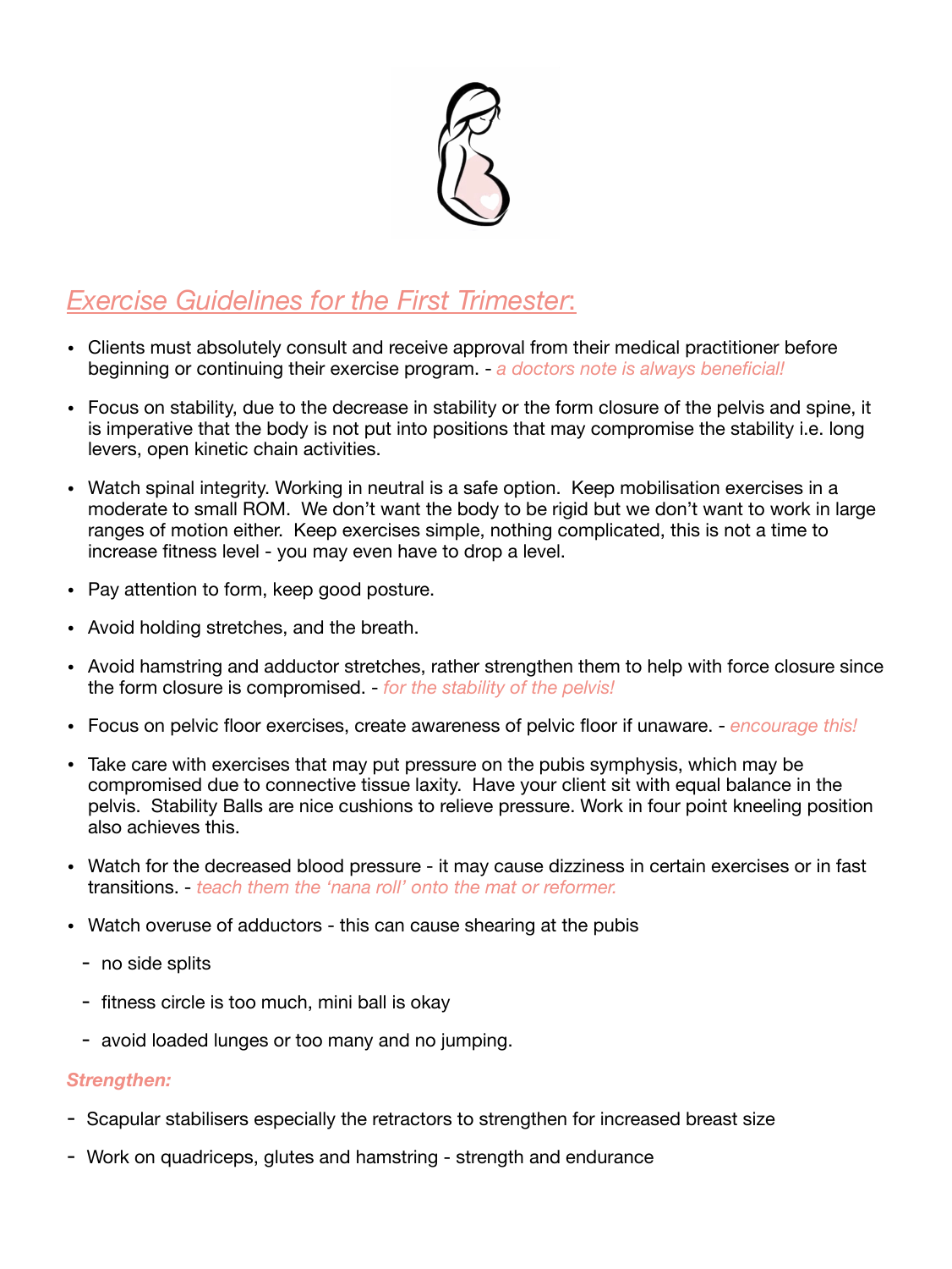## *Exercise Guidelines for the First Trimester:*

- Clients must absolutely consult and receive approval from their medical practitioner before beginning or continuing their exercise program. - *a doctors note is always beneficial!*
- Focus on stability, due to the decrease in stability or the form closure of the pelvis and spine, it is imperative that the body is not put into positions that may compromise the stability i.e. long levers, open kinetic chain activities.
- Watch spinal integrity. Working in neutral is a safe option. Keep mobilisation exercises in a moderate to small ROM. We don't want the body to be rigid but we don't want to work in large ranges of motion either. Keep exercises simple, nothing complicated, this is not a time to increase fitness level - you may even have to drop a level.
- Pay attention to form, keep good posture.
- Avoid holding stretches, and the breath.
- Avoid hamstring and adductor stretches, rather strengthen them to help with force closure since the form closure is compromised. - *for the stability of the pelvis!*
- Focus on pelvic floor exercises, create awareness of pelvic floor if unaware. - *encourage this!*
- Take care with exercises that may put pressure on the pubis symphysis, which may be compromised due to connective tissue laxity. Have your client sit with equal balance in the pelvis. Stability Balls are nice cushions to relieve pressure. Work in four point kneeling position also achieves this.
- Watch for the decreased blood pressure - it may cause dizziness in certain exercises or in fast transitions. - *teach them the 'nana roll' onto the mat or reformer.*
- Watch overuse of adductors - this can cause shearing at the pubis
  - no side splits
  - fitness circle is too much, mini ball is okay
  - avoid loaded lunges or too many and no jumping.

***Strengthen:***

- Scapular stabilisers especially the retractors to strengthen for increased breast size
- Work on quadriceps, glutes and hamstring - strength and endurance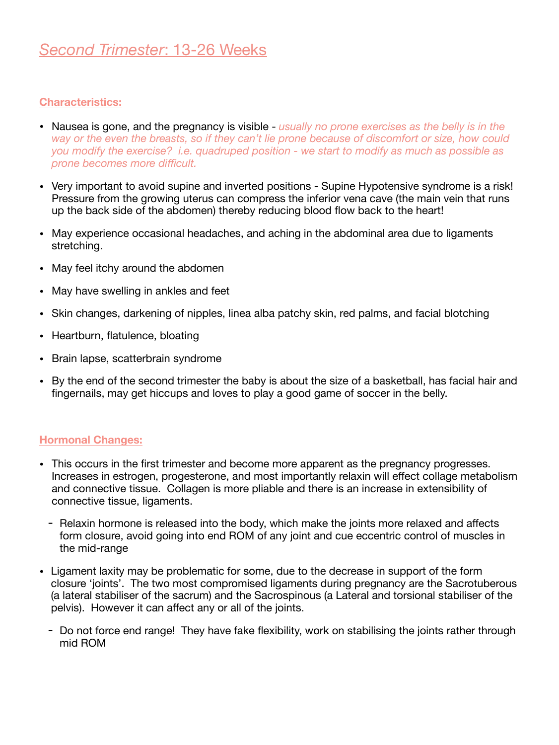# *Second Trimester*: 13-26 Weeks

**Characteristics:**

- Nausea is gone, and the pregnancy is visible - *usually no prone exercises as the belly is in the way or the even the breasts, so if they can't lie prone because of discomfort or size, how could you modify the exercise? i.e. quadruped position - we start to modify as much as possible as prone becomes more difficult.*
- Very important to avoid supine and inverted positions - Supine Hypotensive syndrome is a risk! Pressure from the growing uterus can compress the inferior vena cave (the main vein that runs up the back side of the abdomen) thereby reducing blood flow back to the heart!
- May experience occasional headaches, and aching in the abdominal area due to ligaments stretching.
- May feel itchy around the abdomen
- May have swelling in ankles and feet
- Skin changes, darkening of nipples, linea alba patchy skin, red palms, and facial blotching
- Heartburn, flatulence, bloating
- Brain lapse, scatterbrain syndrome
- By the end of the second trimester the baby is about the size of a basketball, has facial hair and fingernails, may get hiccups and loves to play a good game of soccer in the belly.

**Hormonal Changes:**

- This occurs in the first trimester and become more apparent as the pregnancy progresses. Increases in estrogen, progesterone, and most importantly relaxin will effect collage metabolism and connective tissue. Collagen is more pliable and there is an increase in extensibility of connective tissue, ligaments.
  - Relaxin hormone is released into the body, which make the joints more relaxed and affects form closure, avoid going into end ROM of any joint and cue eccentric control of muscles in the mid-range
- Ligament laxity may be problematic for some, due to the decrease in support of the form closure 'joints'. The two most compromised ligaments during pregnancy are the Sacrotuberous (a lateral stabiliser of the sacrum) and the Sacrospinous (a Lateral and torsional stabiliser of the pelvis). However it can affect any or all of the joints.
  - Do not force end range! They have fake flexibility, work on stabilising the joints rather through mid ROM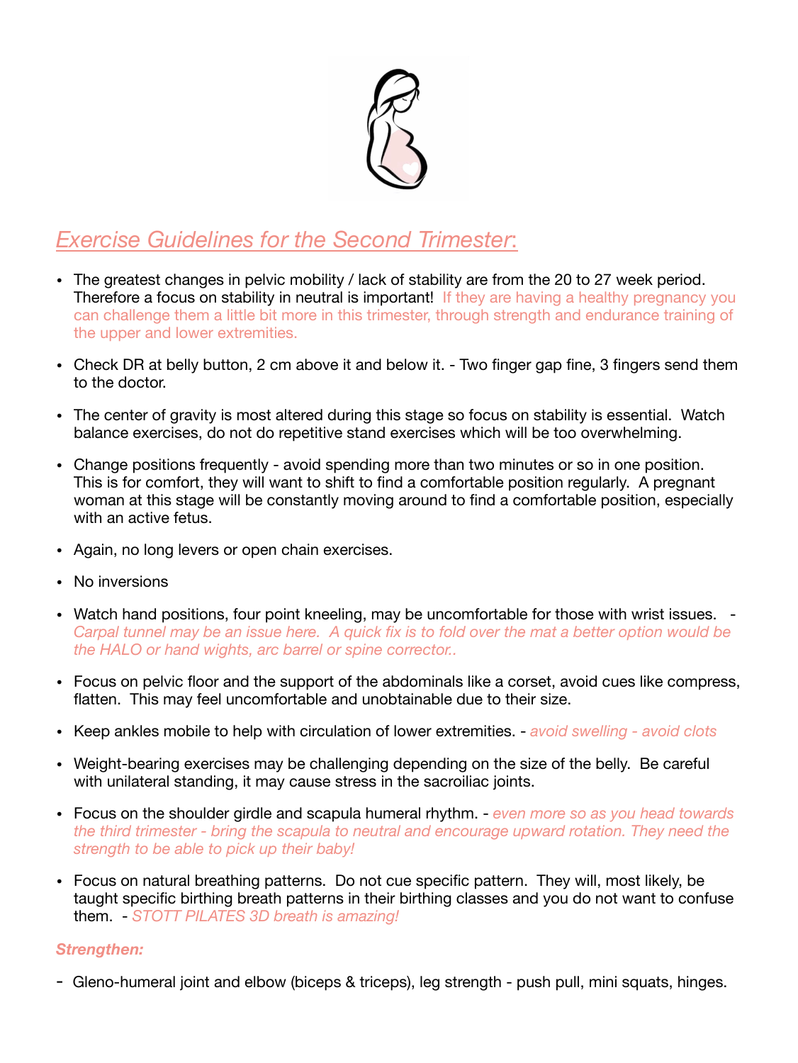# *Exercise Guidelines for the Second Trimester:*

- The greatest changes in pelvic mobility / lack of stability are from the 20 to 27 week period. Therefore a focus on stability in neutral is important! If they are having a healthy pregnancy you can challenge them a little bit more in this trimester, through strength and endurance training of the upper and lower extremities.

- Check DR at belly button, 2 cm above it and below it. - Two finger gap fine, 3 fingers send them to the doctor.

- The center of gravity is most altered during this stage so focus on stability is essential. Watch balance exercises, do not do repetitive stand exercises which will be too overwhelming.

- Change positions frequently - avoid spending more than two minutes or so in one position. This is for comfort, they will want to shift to find a comfortable position regularly. A pregnant woman at this stage will be constantly moving around to find a comfortable position, especially with an active fetus.

- Again, no long levers or open chain exercises.

- No inversions

- Watch hand positions, four point kneeling, may be uncomfortable for those with wrist issues. - *Carpal tunnel may be an issue here. A quick fix is to fold over the mat a better option would be the HALO or hand wights, arc barrel or spine corrector..*

- Focus on pelvic floor and the support of the abdominals like a corset, avoid cues like compress, flatten. This may feel uncomfortable and unobtainable due to their size.

- Keep ankles mobile to help with circulation of lower extremities. - *avoid swelling - avoid clots*

- Weight-bearing exercises may be challenging depending on the size of the belly. Be careful with unilateral standing, it may cause stress in the sacroiliac joints.

- Focus on the shoulder girdle and scapula humeral rhythm. - *even more so as you head towards the third trimester - bring the scapula to neutral and encourage upward rotation. They need the strength to be able to pick up their baby!*

- Focus on natural breathing patterns. Do not cue specific pattern. They will, most likely, be taught specific birthing breath patterns in their birthing classes and you do not want to confuse them. - *STOTT PILATES 3D breath is amazing!*

***Strengthen:***

- Gleno-humeral joint and elbow (biceps & triceps), leg strength - push pull, mini squats, hinges.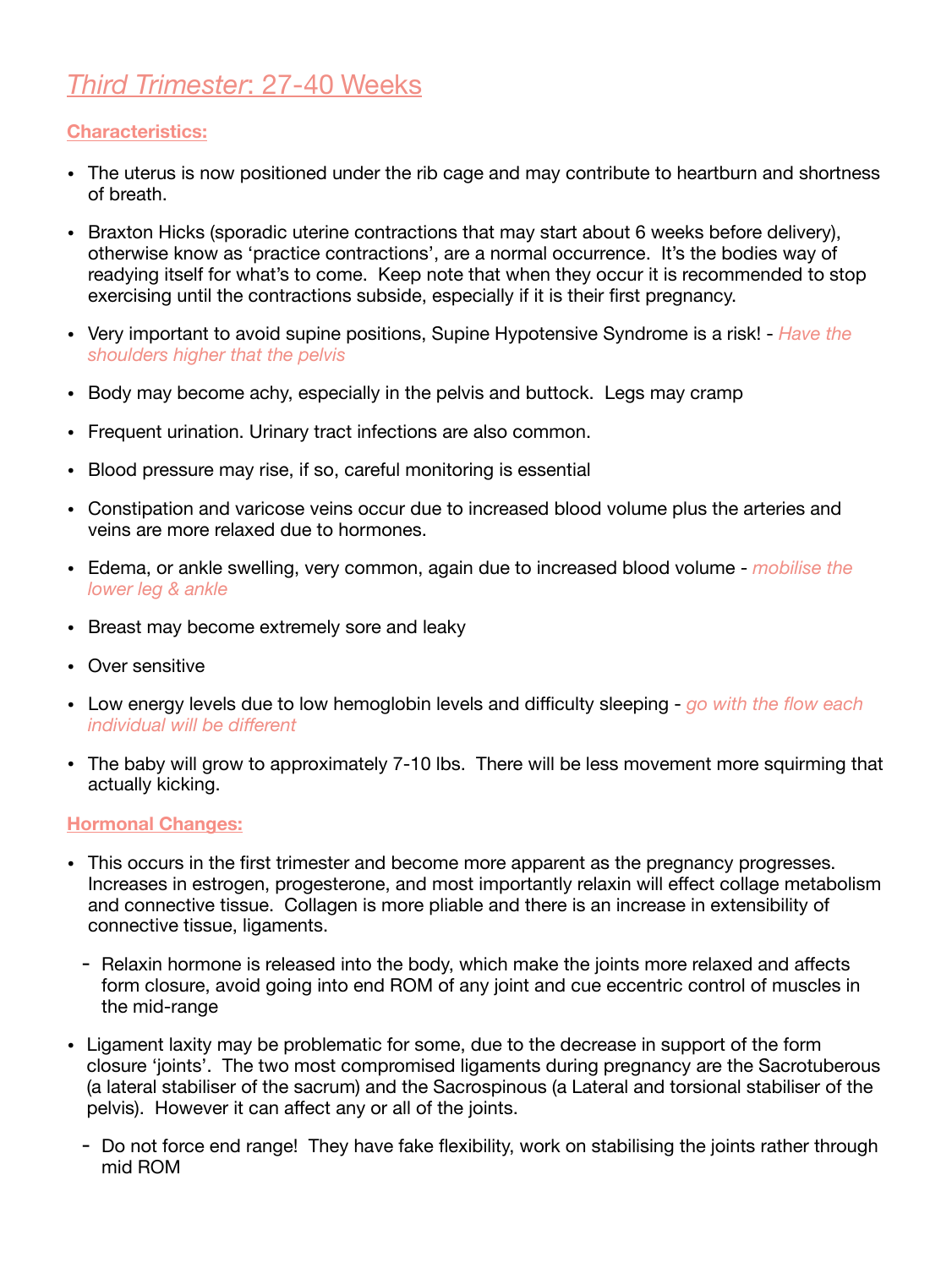# *Third Trimester*: 27-40 Weeks

**Characteristics:**

- The uterus is now positioned under the rib cage and may contribute to heartburn and shortness of breath.
- Braxton Hicks (sporadic uterine contractions that may start about 6 weeks before delivery), otherwise know as 'practice contractions', are a normal occurrence. It's the bodies way of readying itself for what's to come. Keep note that when they occur it is recommended to stop exercising until the contractions subside, especially if it is their first pregnancy.
- Very important to avoid supine positions, Supine Hypotensive Syndrome is a risk! - *Have the shoulders higher that the pelvis*
- Body may become achy, especially in the pelvis and buttock. Legs may cramp
- Frequent urination. Urinary tract infections are also common.
- Blood pressure may rise, if so, careful monitoring is essential
- Constipation and varicose veins occur due to increased blood volume plus the arteries and veins are more relaxed due to hormones.
- Edema, or ankle swelling, very common, again due to increased blood volume - *mobilise the lower leg & ankle*
- Breast may become extremely sore and leaky
- Over sensitive
- Low energy levels due to low hemoglobin levels and difficulty sleeping - *go with the flow each individual will be different*
- The baby will grow to approximately 7-10 lbs. There will be less movement more squirming that actually kicking.

**Hormonal Changes:**

- This occurs in the first trimester and become more apparent as the pregnancy progresses. Increases in estrogen, progesterone, and most importantly relaxin will effect collage metabolism and connective tissue. Collagen is more pliable and there is an increase in extensibility of connective tissue, ligaments.
  - Relaxin hormone is released into the body, which make the joints more relaxed and affects form closure, avoid going into end ROM of any joint and cue eccentric control of muscles in the mid-range
- Ligament laxity may be problematic for some, due to the decrease in support of the form closure 'joints'. The two most compromised ligaments during pregnancy are the Sacrotuberous (a lateral stabiliser of the sacrum) and the Sacrospinous (a Lateral and torsional stabiliser of the pelvis). However it can affect any or all of the joints.
  - Do not force end range! They have fake flexibility, work on stabilising the joints rather through mid ROM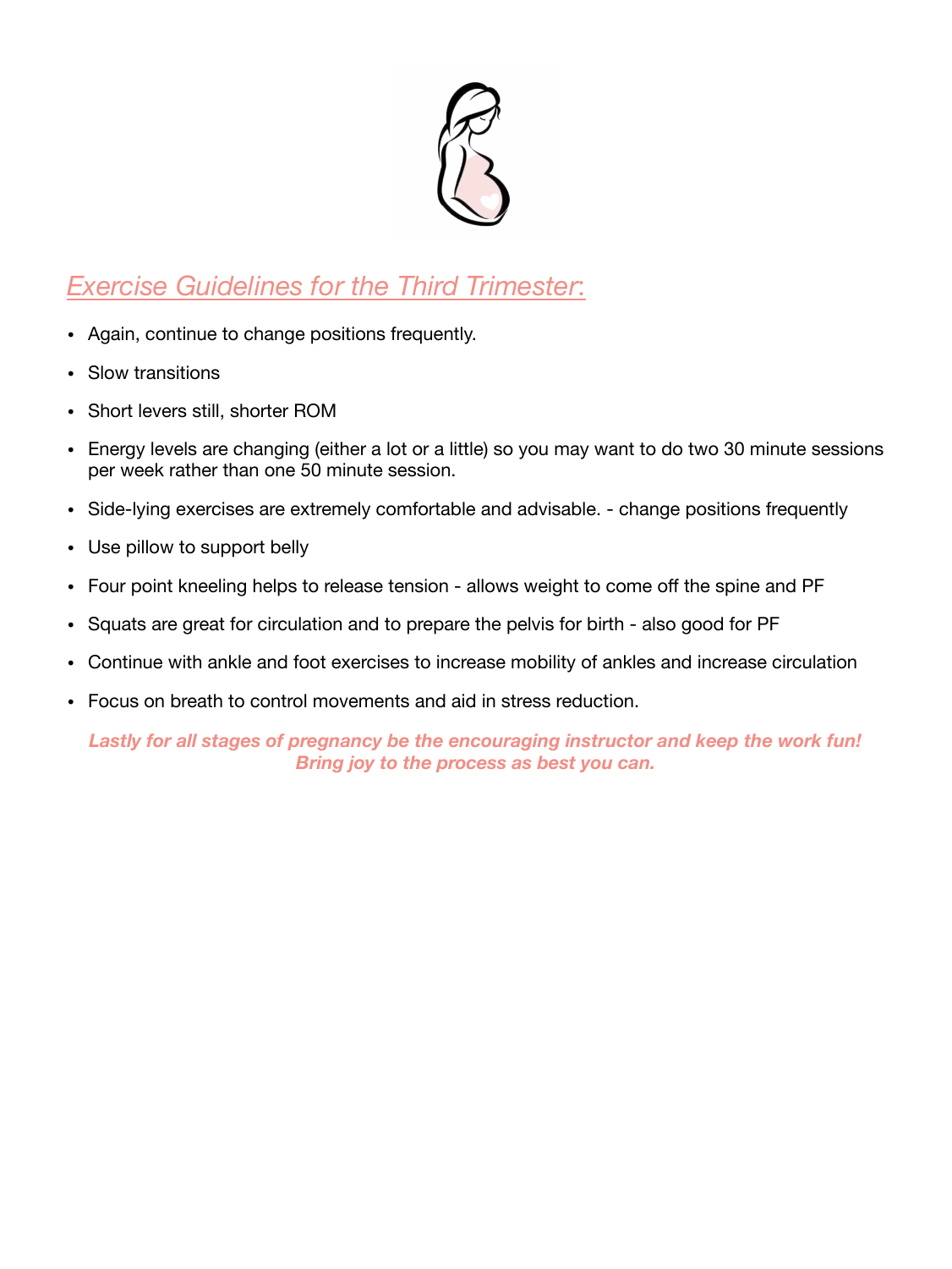## *Exercise Guidelines for the Third Trimester:*

- Again, continue to change positions frequently.
- Slow transitions
- Short levers still, shorter ROM
- Energy levels are changing (either a lot or a little) so you may want to do two 30 minute sessions per week rather than one 50 minute session.
- Side-lying exercises are extremely comfortable and advisable. - change positions frequently
- Use pillow to support belly
- Four point kneeling helps to release tension - allows weight to come off the spine and PF
- Squats are great for circulation and to prepare the pelvis for birth - also good for PF
- Continue with ankle and foot exercises to increase mobility of ankles and increase circulation
- Focus on breath to control movements and aid in stress reduction.

***Lastly for all stages of pregnancy be the encouraging instructor and keep the work fun! Bring joy to the process as best you can.***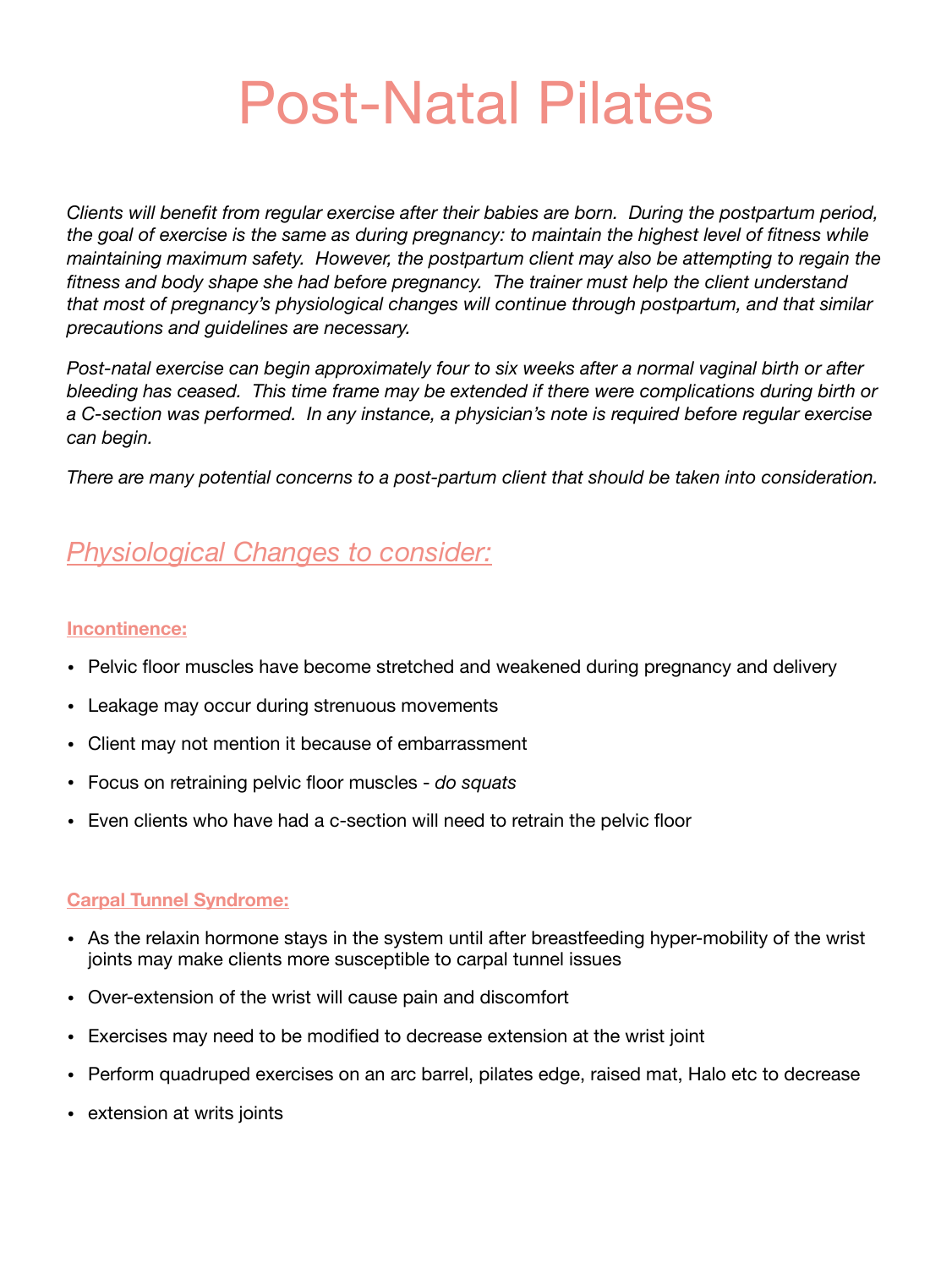// Post-Natal Pilates

*Clients will benefit from regular exercise after their babies are born. During the postpartum period, the goal of exercise is the same as during pregnancy: to maintain the highest level of fitness while maintaining maximum safety. However, the postpartum client may also be attempting to regain the fitness and body shape she had before pregnancy. The trainer must help the client understand that most of pregnancy's physiological changes will continue through postpartum, and that similar precautions and guidelines are necessary.*

*Post-natal exercise can begin approximately four to six weeks after a normal vaginal birth or after bleeding has ceased. This time frame may be extended if there were complications during birth or a C-section was performed. In any instance, a physician's note is required before regular exercise can begin.*

*There are many potential concerns to a post-partum client that should be taken into consideration.*

## *Physiological Changes to consider:*

### Incontinence:

- Pelvic floor muscles have become stretched and weakened during pregnancy and delivery
- Leakage may occur during strenuous movements
- Client may not mention it because of embarrassment
- Focus on retraining pelvic floor muscles - *do squats*
- Even clients who have had a c-section will need to retrain the pelvic floor

### Carpal Tunnel Syndrome:

- As the relaxin hormone stays in the system until after breastfeeding hyper-mobility of the wrist joints may make clients more susceptible to carpal tunnel issues
- Over-extension of the wrist will cause pain and discomfort
- Exercises may need to be modified to decrease extension at the wrist joint
- Perform quadruped exercises on an arc barrel, pilates edge, raised mat, Halo etc to decrease
- extension at writs joints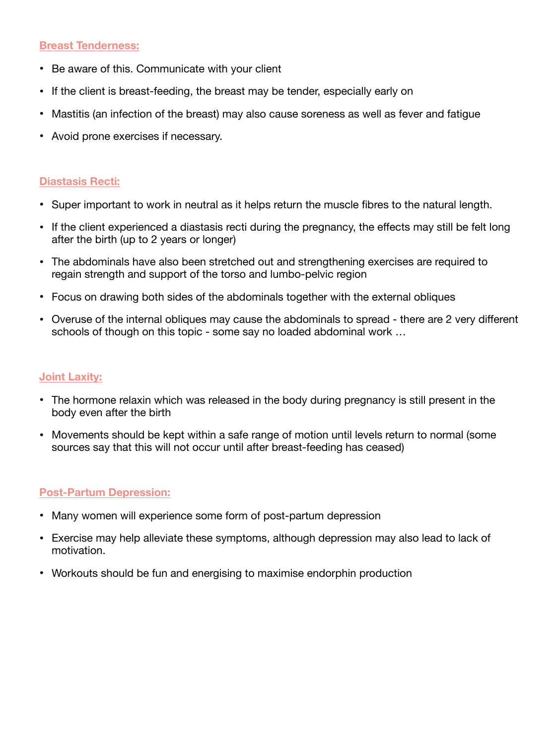**Breast Tenderness:**

- Be aware of this. Communicate with your client
- If the client is breast-feeding, the breast may be tender, especially early on
- Mastitis (an infection of the breast) may also cause soreness as well as fever and fatigue
- Avoid prone exercises if necessary.

**Diastasis Recti:**

- Super important to work in neutral as it helps return the muscle fibres to the natural length.
- If the client experienced a diastasis recti during the pregnancy, the effects may still be felt long after the birth (up to 2 years or longer)
- The abdominals have also been stretched out and strengthening exercises are required to regain strength and support of the torso and lumbo-pelvic region
- Focus on drawing both sides of the abdominals together with the external obliques
- Overuse of the internal obliques may cause the abdominals to spread - there are 2 very different schools of though on this topic - some say no loaded abdominal work …

**Joint Laxity:**

- The hormone relaxin which was released in the body during pregnancy is still present in the body even after the birth
- Movements should be kept within a safe range of motion until levels return to normal (some sources say that this will not occur until after breast-feeding has ceased)

**Post-Partum Depression:**

- Many women will experience some form of post-partum depression
- Exercise may help alleviate these symptoms, although depression may also lead to lack of motivation.
- Workouts should be fun and energising to maximise endorphin production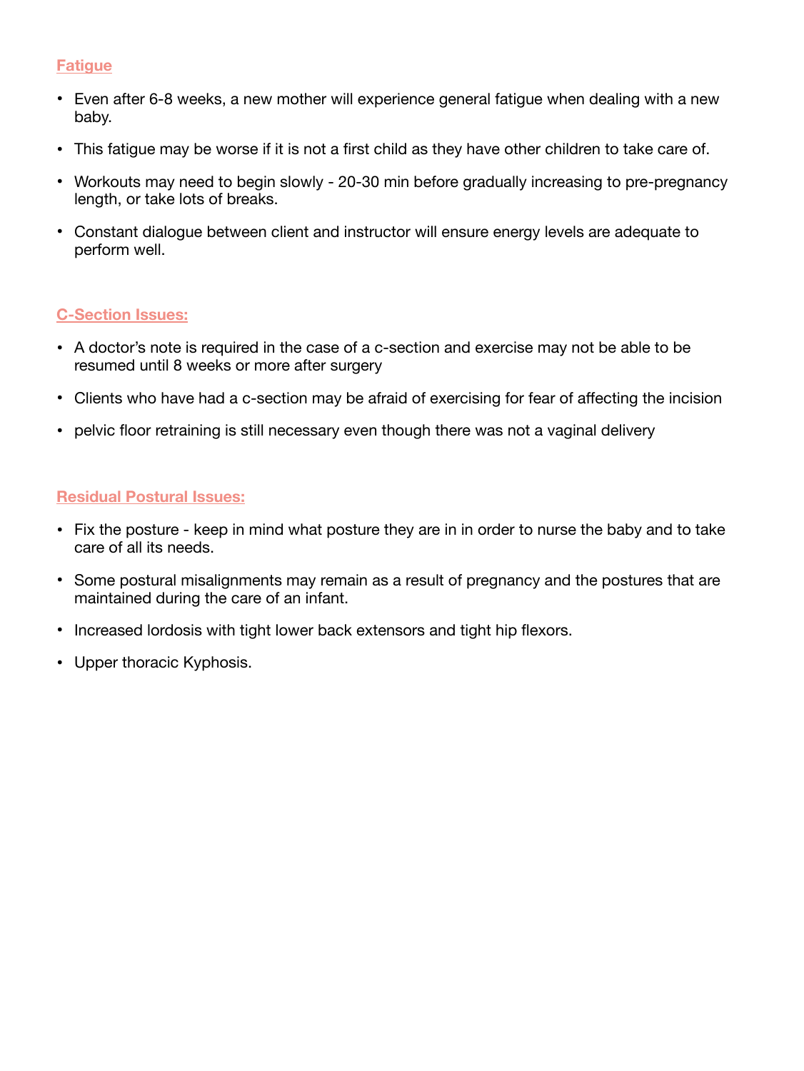**Fatigue**

- Even after 6-8 weeks, a new mother will experience general fatigue when dealing with a new baby.
- This fatigue may be worse if it is not a first child as they have other children to take care of.
- Workouts may need to begin slowly - 20-30 min before gradually increasing to pre-pregnancy length, or take lots of breaks.
- Constant dialogue between client and instructor will ensure energy levels are adequate to perform well.

**C-Section Issues:**

- A doctor's note is required in the case of a c-section and exercise may not be able to be resumed until 8 weeks or more after surgery
- Clients who have had a c-section may be afraid of exercising for fear of affecting the incision
- pelvic floor retraining is still necessary even though there was not a vaginal delivery

**Residual Postural Issues:**

- Fix the posture - keep in mind what posture they are in in order to nurse the baby and to take care of all its needs.
- Some postural misalignments may remain as a result of pregnancy and the postures that are maintained during the care of an infant.
- Increased lordosis with tight lower back extensors and tight hip flexors.
- Upper thoracic Kyphosis.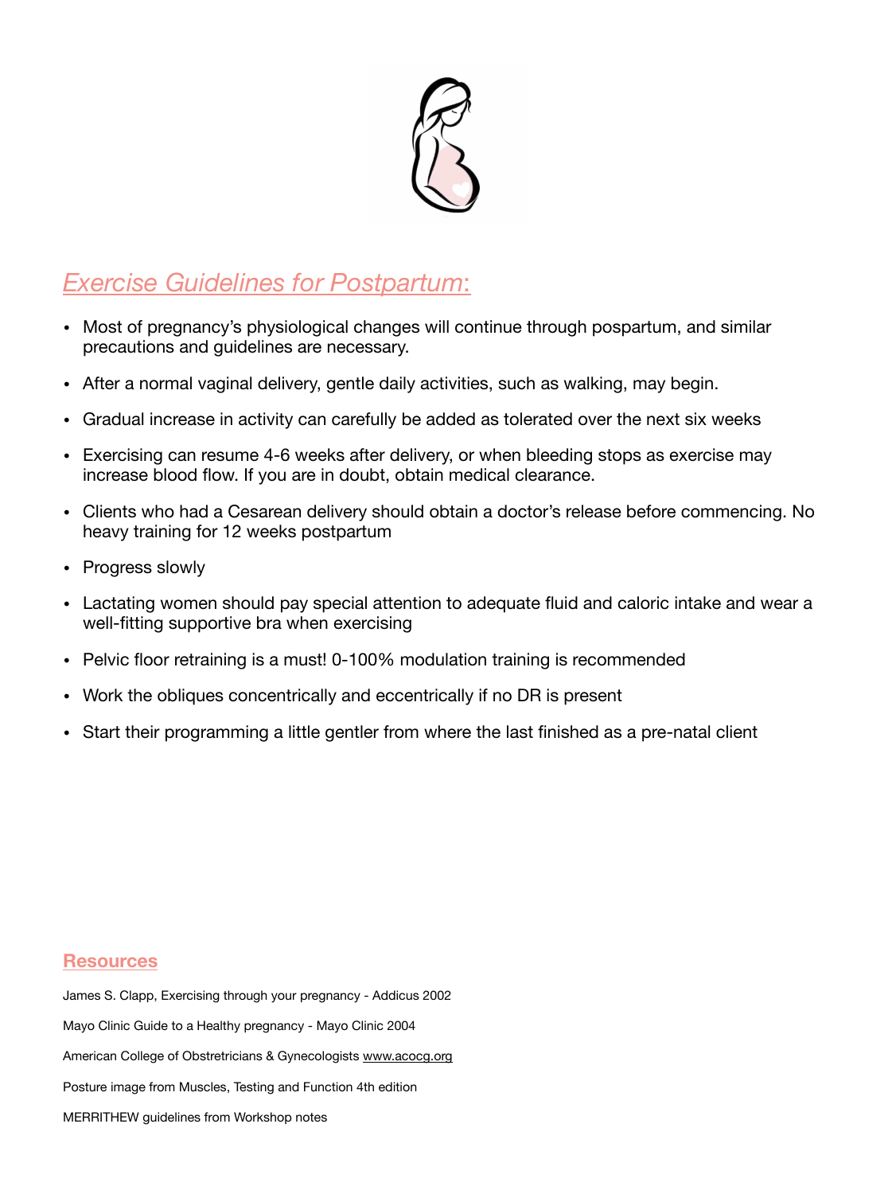## *Exercise Guidelines for Postpartum*:

- Most of pregnancy's physiological changes will continue through pospartum, and similar precautions and guidelines are necessary.
- After a normal vaginal delivery, gentle daily activities, such as walking, may begin.
- Gradual increase in activity can carefully be added as tolerated over the next six weeks
- Exercising can resume 4-6 weeks after delivery, or when bleeding stops as exercise may increase blood flow. If you are in doubt, obtain medical clearance.
- Clients who had a Cesarean delivery should obtain a doctor's release before commencing. No heavy training for 12 weeks postpartum
- Progress slowly
- Lactating women should pay special attention to adequate fluid and caloric intake and wear a well-fitting supportive bra when exercising
- Pelvic floor retraining is a must! 0-100% modulation training is recommended
- Work the obliques concentrically and eccentrically if no DR is present
- Start their programming a little gentler from where the last finished as a pre-natal client

### Resources

James S. Clapp, Exercising through your pregnancy - Addicus 2002

Mayo Clinic Guide to a Healthy pregnancy - Mayo Clinic 2004

American College of Obstretricians & Gynecologists www.acocg.org

Posture image from Muscles, Testing and Function 4th edition

MERRITHEW guidelines from Workshop notes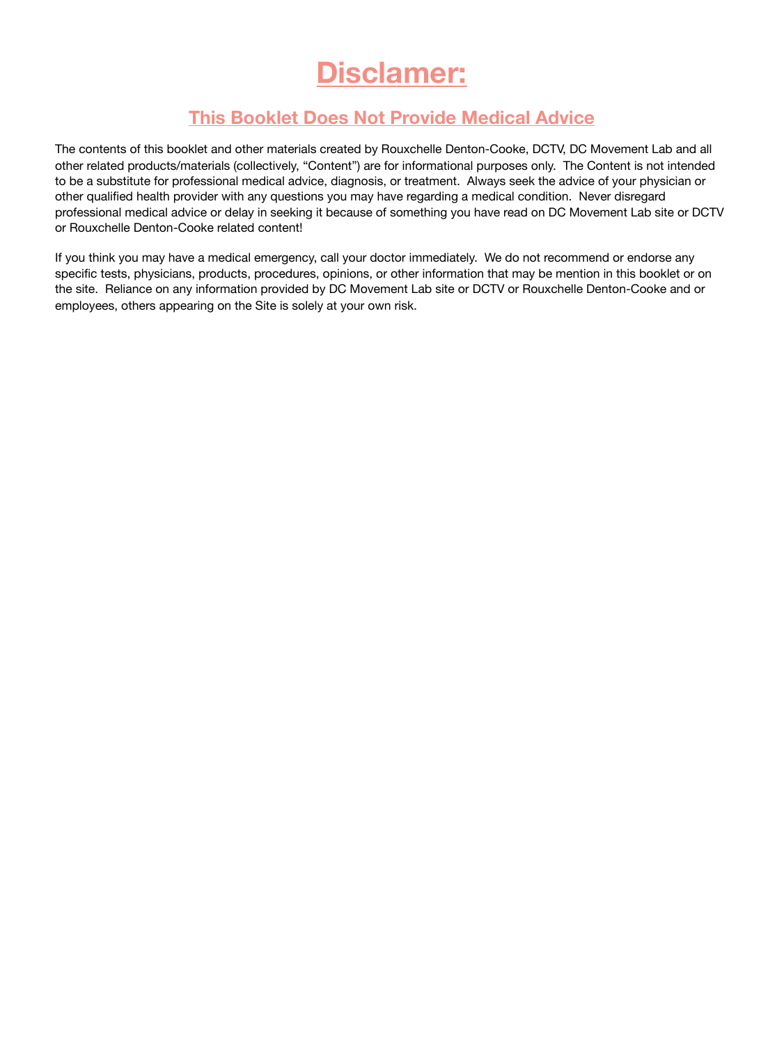# Disclamer:

## This Booklet Does Not Provide Medical Advice

The contents of this booklet and other materials created by Rouxchelle Denton-Cooke, DCTV, DC Movement Lab and all other related products/materials (collectively, "Content") are for informational purposes only. The Content is not intended to be a substitute for professional medical advice, diagnosis, or treatment. Always seek the advice of your physician or other qualified health provider with any questions you may have regarding a medical condition. Never disregard professional medical advice or delay in seeking it because of something you have read on DC Movement Lab site or DCTV or Rouxchelle Denton-Cooke related content!

If you think you may have a medical emergency, call your doctor immediately. We do not recommend or endorse any specific tests, physicians, products, procedures, opinions, or other information that may be mention in this booklet or on the site. Reliance on any information provided by DC Movement Lab site or DCTV or Rouxchelle Denton-Cooke and or employees, others appearing on the Site is solely at your own risk.